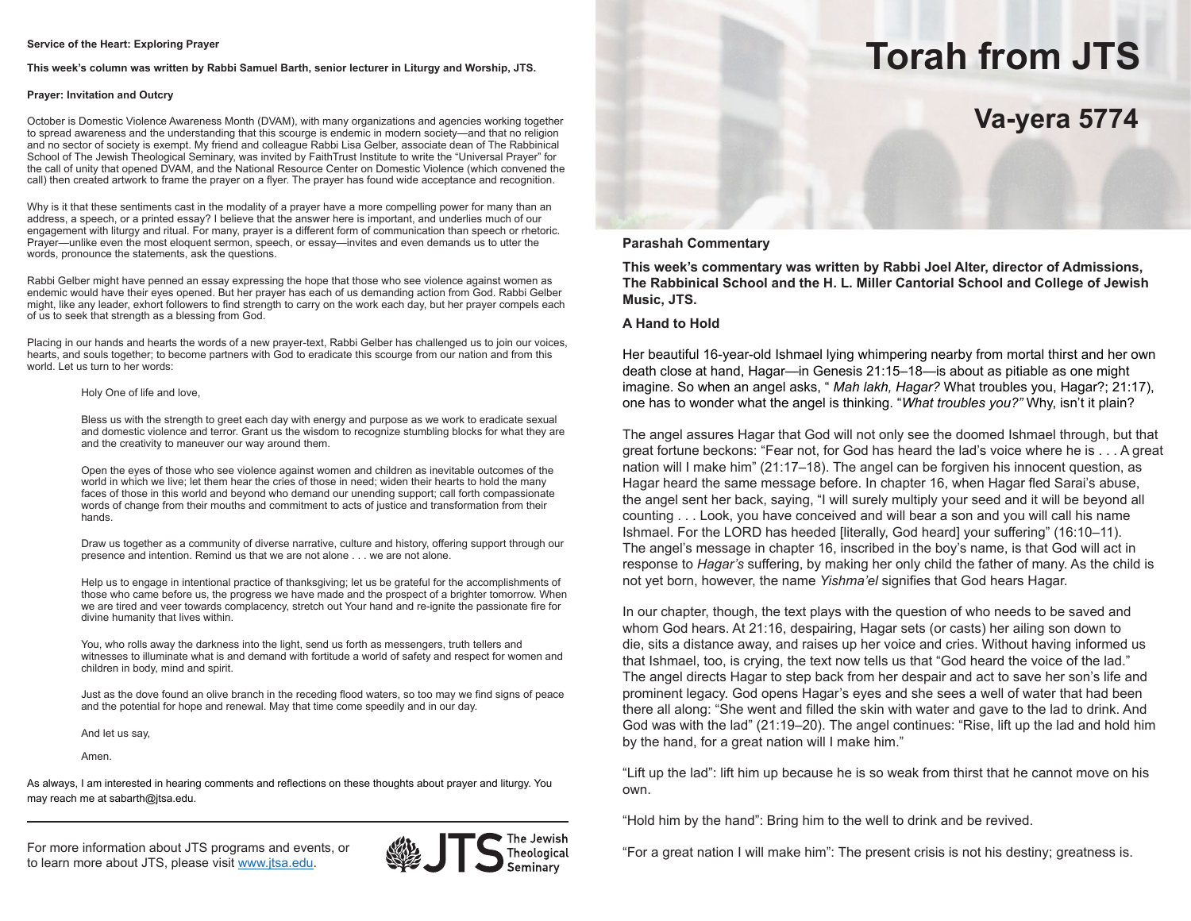# Torah from JTS

## Va-yera 5774

### Parashah Commentary

**This week's commentary was written by Rabbi Joel Alter, director of Admissions, The Rabbinical School and the H. L. Miller Cantorial School and College of Jewish Music, JTS.**

**A Hand to Hold**

Her beautiful 16-year-old Ishmael lying whimpering nearby from mortal thirst and her own death close at hand, Hagar—in Genesis 21:15–18—is about as pitiable as one might imagine. So when an angel asks, " *Mah lakh, Hagar?* What troubles you, Hagar?; 21:17), one has to wonder what the angel is thinking. "*What troubles you?"* Why, isn't it plain?

The angel assures Hagar that God will not only see the doomed Ishmael through, but that great fortune beckons: "Fear not, for God has heard the lad's voice where he is . . . A great nation will I make him" (21:17–18). The angel can be forgiven his innocent question, as Hagar heard the same message before. In chapter 16, when Hagar fled Sarai's abuse, the angel sent her back, saying, "I will surely multiply your seed and it will be beyond all counting . . . Look, you have conceived and will bear a son and you will call his name Ishmael. For the LORD has heeded [literally, God heard] your suffering" (16:10–11). The angel's message in chapter 16, inscribed in the boy's name, is that God will act in response to *Hagar's* suffering, by making her only child the father of many. As the child is not yet born, however, the name *Yishma'el* signifies that God hears Hagar.

In our chapter, though, the text plays with the question of who needs to be saved and whom God hears. At 21:16, despairing, Hagar sets (or casts) her ailing son down to die, sits a distance away, and raises up her voice and cries. Without having informed us that Ishmael, too, is crying, the text now tells us that "God heard the voice of the lad." The angel directs Hagar to step back from her despair and act to save her son's life and prominent legacy. God opens Hagar's eyes and she sees a well of water that had been there all along: "She went and filled the skin with water and gave to the lad to drink. And God was with the lad" (21:19–20). The angel continues: "Rise, lift up the lad and hold him by the hand, for a great nation will I make him."

"Lift up the lad": lift him up because he is so weak from thirst that he cannot move on his own.

"Hold him by the hand": Bring him to the well to drink and be revived.

"For a great nation I will make him": The present crisis is not his destiny; greatness is.

**Service of the Heart: Exploring Prayer**

**This week's column was written by Rabbi Samuel Barth, senior lecturer in Liturgy and Worship, JTS.**

**Prayer: Invitation and Outcry**

October is Domestic Violence Awareness Month (DVAM), with many organizations and agencies working together to spread awareness and the understanding that this scourge is endemic in modern society—and that no religion and no sector of society is exempt. My friend and colleague Rabbi Lisa Gelber, associate dean of The Rabbinical School of The Jewish Theological Seminary, was invited by FaithTrust Institute to write the "Universal Prayer" for the call of unity that opened DVAM, and the National Resource Center on Domestic Violence (which convened the call) then created artwork to frame the prayer on a flyer. The prayer has found wide acceptance and recognition.

Why is it that these sentiments cast in the modality of a prayer have a more compelling power for many than an address, a speech, or a printed essay? I believe that the answer here is important, and underlies much of our engagement with liturgy and ritual. For many, prayer is a different form of communication than speech or rhetoric. Prayer—unlike even the most eloquent sermon, speech, or essay—invites and even demands us to utter the words, pronounce the statements, ask the questions.

Rabbi Gelber might have penned an essay expressing the hope that those who see violence against women as endemic would have their eyes opened. But her prayer has each of us demanding action from God. Rabbi Gelber might, like any leader, exhort followers to find strength to carry on the work each day, but her prayer compels each of us to seek that strength as a blessing from God.

Placing in our hands and hearts the words of a new prayer-text, Rabbi Gelber has challenged us to join our voices, hearts, and souls together; to become partners with God to eradicate this scourge from our nation and from this world. Let us turn to her words:

> Holy One of life and love,
>
> Bless us with the strength to greet each day with energy and purpose as we work to eradicate sexual and domestic violence and terror. Grant us the wisdom to recognize stumbling blocks for what they are and the creativity to maneuver our way around them.
>
> Open the eyes of those who see violence against women and children as inevitable outcomes of the world in which we live; let them hear the cries of those in need; widen their hearts to hold the many faces of those in this world and beyond who demand our unending support; call forth compassionate words of change from their mouths and commitment to acts of justice and transformation from their hands.
>
> Draw us together as a community of diverse narrative, culture and history, offering support through our presence and intention. Remind us that we are not alone . . . we are not alone.
>
> Help us to engage in intentional practice of thanksgiving; let us be grateful for the accomplishments of those who came before us, the progress we have made and the prospect of a brighter tomorrow. When we are tired and veer towards complacency, stretch out Your hand and re-ignite the passionate fire for divine humanity that lives within.
>
> You, who rolls away the darkness into the light, send us forth as messengers, truth tellers and witnesses to illuminate what is and demand with fortitude a world of safety and respect for women and children in body, mind and spirit.
>
> Just as the dove found an olive branch in the receding flood waters, so too may we find signs of peace and the potential for hope and renewal. May that time come speedily and in our day.
>
> And let us say,
>
> Amen.

As always, I am interested in hearing comments and reflections on these thoughts about prayer and liturgy. You may reach me at sabarth@jtsa.edu.

---

For more information about JTS programs and events, or to learn more about JTS, please visit www.jtsa.edu.

JTS The Jewish Theological Seminary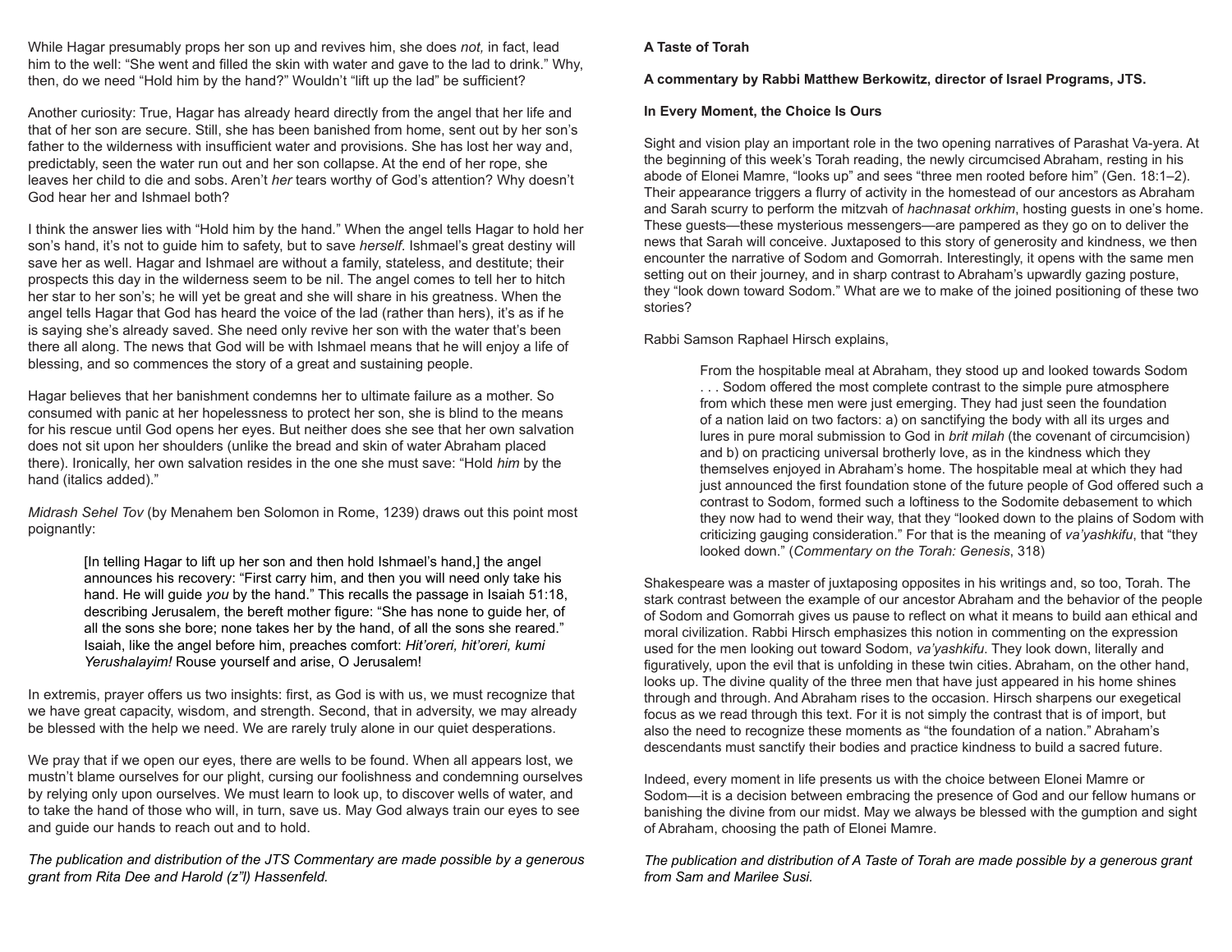While Hagar presumably props her son up and revives him, she does *not,* in fact, lead him to the well: "She went and filled the skin with water and gave to the lad to drink." Why, then, do we need "Hold him by the hand?" Wouldn't "lift up the lad" be sufficient?

Another curiosity: True, Hagar has already heard directly from the angel that her life and that of her son are secure. Still, she has been banished from home, sent out by her son's father to the wilderness with insufficient water and provisions. She has lost her way and, predictably, seen the water run out and her son collapse. At the end of her rope, she leaves her child to die and sobs. Aren't *her* tears worthy of God's attention? Why doesn't God hear her and Ishmael both?

I think the answer lies with "Hold him by the hand." When the angel tells Hagar to hold her son's hand, it's not to guide him to safety, but to save *herself*. Ishmael's great destiny will save her as well. Hagar and Ishmael are without a family, stateless, and destitute; their prospects this day in the wilderness seem to be nil. The angel comes to tell her to hitch her star to her son's; he will yet be great and she will share in his greatness. When the angel tells Hagar that God has heard the voice of the lad (rather than hers), it's as if he is saying she's already saved. She need only revive her son with the water that's been there all along. The news that God will be with Ishmael means that he will enjoy a life of blessing, and so commences the story of a great and sustaining people.

Hagar believes that her banishment condemns her to ultimate failure as a mother. So consumed with panic at her hopelessness to protect her son, she is blind to the means for his rescue until God opens her eyes. But neither does she see that her own salvation does not sit upon her shoulders (unlike the bread and skin of water Abraham placed there). Ironically, her own salvation resides in the one she must save: "Hold *him* by the hand (italics added)."

*Midrash Sehel Tov* (by Menahem ben Solomon in Rome, 1239) draws out this point most poignantly:

> [In telling Hagar to lift up her son and then hold Ishmael's hand,] the angel announces his recovery: "First carry him, and then you will need only take his hand. He will guide *you* by the hand." This recalls the passage in Isaiah 51:18, describing Jerusalem, the bereft mother figure: "She has none to guide her, of all the sons she bore; none takes her by the hand, of all the sons she reared." Isaiah, like the angel before him, preaches comfort: *Hit'oreri, hit'oreri, kumi Yerushalayim!* Rouse yourself and arise, O Jerusalem!

In extremis, prayer offers us two insights: first, as God is with us, we must recognize that we have great capacity, wisdom, and strength. Second, that in adversity, we may already be blessed with the help we need. We are rarely truly alone in our quiet desperations.

We pray that if we open our eyes, there are wells to be found. When all appears lost, we mustn't blame ourselves for our plight, cursing our foolishness and condemning ourselves by relying only upon ourselves. We must learn to look up, to discover wells of water, and to take the hand of those who will, in turn, save us. May God always train our eyes to see and guide our hands to reach out and to hold.

*The publication and distribution of the JTS Commentary are made possible by a generous grant from Rita Dee and Harold (z"l) Hassenfeld.*

## A Taste of Torah

**A commentary by Rabbi Matthew Berkowitz, director of Israel Programs, JTS.**

### In Every Moment, the Choice Is Ours

Sight and vision play an important role in the two opening narratives of Parashat Va-yera. At the beginning of this week's Torah reading, the newly circumcised Abraham, resting in his abode of Elonei Mamre, "looks up" and sees "three men rooted before him" (Gen. 18:1–2). Their appearance triggers a flurry of activity in the homestead of our ancestors as Abraham and Sarah scurry to perform the mitzvah of *hachnasat orkhim*, hosting guests in one's home. These guests—these mysterious messengers—are pampered as they go on to deliver the news that Sarah will conceive. Juxtaposed to this story of generosity and kindness, we then encounter the narrative of Sodom and Gomorrah. Interestingly, it opens with the same men setting out on their journey, and in sharp contrast to Abraham's upwardly gazing posture, they "look down toward Sodom." What are we to make of the joined positioning of these two stories?

Rabbi Samson Raphael Hirsch explains,

> From the hospitable meal at Abraham, they stood up and looked towards Sodom . . . Sodom offered the most complete contrast to the simple pure atmosphere from which these men were just emerging. They had just seen the foundation of a nation laid on two factors: a) on sanctifying the body with all its urges and lures in pure moral submission to God in *brit milah* (the covenant of circumcision) and b) on practicing universal brotherly love, as in the kindness which they themselves enjoyed in Abraham's home. The hospitable meal at which they had just announced the first foundation stone of the future people of God offered such a contrast to Sodom, formed such a loftiness to the Sodomite debasement to which they now had to wend their way, that they "looked down to the plains of Sodom with criticizing gauging consideration." For that is the meaning of *va'yashkifu*, that "they looked down." (*Commentary on the Torah: Genesis*, 318)

Shakespeare was a master of juxtaposing opposites in his writings and, so too, Torah. The stark contrast between the example of our ancestor Abraham and the behavior of the people of Sodom and Gomorrah gives us pause to reflect on what it means to build aan ethical and moral civilization. Rabbi Hirsch emphasizes this notion in commenting on the expression used for the men looking out toward Sodom, *va'yashkifu*. They look down, literally and figuratively, upon the evil that is unfolding in these twin cities. Abraham, on the other hand, looks up. The divine quality of the three men that have just appeared in his home shines through and through. And Abraham rises to the occasion. Hirsch sharpens our exegetical focus as we read through this text. For it is not simply the contrast that is of import, but also the need to recognize these moments as "the foundation of a nation." Abraham's descendants must sanctify their bodies and practice kindness to build a sacred future.

Indeed, every moment in life presents us with the choice between Elonei Mamre or Sodom—it is a decision between embracing the presence of God and our fellow humans or banishing the divine from our midst. May we always be blessed with the gumption and sight of Abraham, choosing the path of Elonei Mamre.

*The publication and distribution of A Taste of Torah are made possible by a generous grant from Sam and Marilee Susi.*